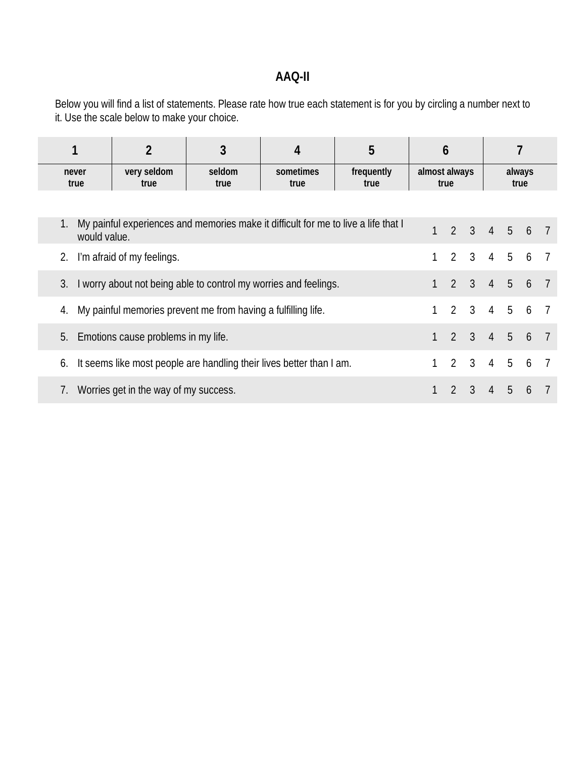# AAQ-II

Below you will find a list of statements. Please rate how true each statement is for you by circling a number next to it. Use the scale below to make your choice.

| 1 | 2 | 3 | 4 | 5 | 6 | 7 |
|---|---|---|---|---|---|---|
| never true | very seldom true | seldom true | sometimes true | frequently true | almost always true | always true |

| | Statement | | | | | | | |
|---|---|---|---|---|---|---|---|---|
| 1. | My painful experiences and memories make it difficult for me to live a life that I would value. | 1 | 2 | 3 | 4 | 5 | 6 | 7 |
| 2. | I'm afraid of my feelings. | 1 | 2 | 3 | 4 | 5 | 6 | 7 |
| 3. | I worry about not being able to control my worries and feelings. | 1 | 2 | 3 | 4 | 5 | 6 | 7 |
| 4. | My painful memories prevent me from having a fulfilling life. | 1 | 2 | 3 | 4 | 5 | 6 | 7 |
| 5. | Emotions cause problems in my life. | 1 | 2 | 3 | 4 | 5 | 6 | 7 |
| 6. | It seems like most people are handling their lives better than I am. | 1 | 2 | 3 | 4 | 5 | 6 | 7 |
| 7. | Worries get in the way of my success. | 1 | 2 | 3 | 4 | 5 | 6 | 7 |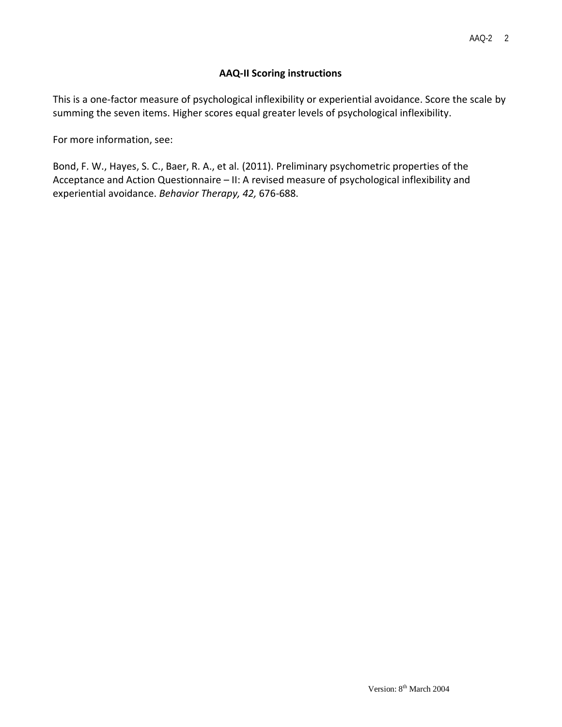## AAQ-II Scoring instructions

This is a one-factor measure of psychological inflexibility or experiential avoidance. Score the scale by summing the seven items. Higher scores equal greater levels of psychological inflexibility.

For more information, see:

Bond, F. W., Hayes, S. C., Baer, R. A., et al. (2011). Preliminary psychometric properties of the Acceptance and Action Questionnaire – II: A revised measure of psychological inflexibility and experiential avoidance. *Behavior Therapy, 42,* 676-688.

Version: 8th March 2004